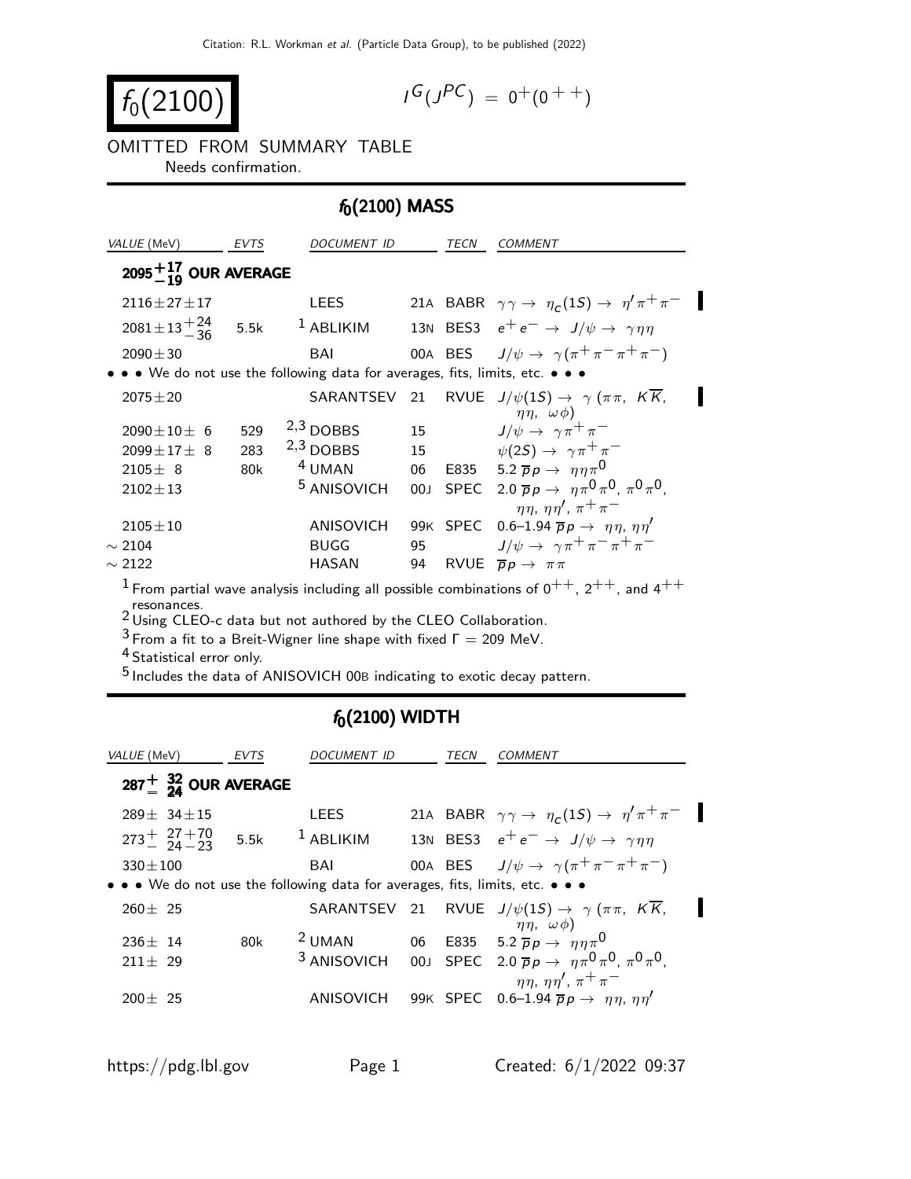Citation: R.L. Workman et al. (Particle Data Group), to be published (2022)

# $f_0(2100)$

$I^G(J^{PC}) = 0^+(0^{++})$

OMITTED FROM SUMMARY TABLE

Needs confirmation.

## $f_0(2100)$ MASS

| VALUE (MeV) | EVTS | DOCUMENT ID | | TECN | COMMENT |
|---|---|---|---|---|---|
| $2095^{+17}_{-19}$ **OUR AVERAGE** | | | | | |
| $2116 \pm 27 \pm 17$ | | LEES | 21A | BABR | $\gamma\gamma \to \eta_c(1S) \to \eta' \pi^+ \pi^-$ |
| $2081 \pm 13^{+24}_{-36}$ | 5.5k | [1] ABLIKIM | 13N | BES3 | $e^+ e^- \to J/\psi \to \gamma \eta \eta$ |
| $2090 \pm 30$ | | BAI | 00A | BES | $J/\psi \to \gamma(\pi^+ \pi^- \pi^+ \pi^-)$ |
| • • • We do not use the following data for averages, fits, limits, etc. • • • | | | | | |
| $2075 \pm 20$ | | SARANTSEV | 21 | RVUE | $J/\psi(1S) \to \gamma(\pi\pi,\ K\overline{K},\ \eta\eta,\ \omega\phi)$ |
| $2090 \pm 10 \pm 6$ | 529 | [2,3] DOBBS | 15 | | $J/\psi \to \gamma \pi^+ \pi^-$ |
| $2099 \pm 17 \pm 8$ | 283 | [2,3] DOBBS | 15 | | $\psi(2S) \to \gamma \pi^+ \pi^-$ |
| $2105 \pm 8$ | 80k | [4] UMAN | 06 | E835 | $5.2\ \overline{p}p \to \eta\eta\pi^0$ |
| $2102 \pm 13$ | | [5] ANISOVICH | 00J | SPEC | $2.0\ \overline{p}p \to \eta\pi^0\pi^0,\ \pi^0\pi^0,\ \eta\eta,\ \eta\eta',\ \pi^+\pi^-$ |
| $2105 \pm 10$ | | ANISOVICH | 99K | SPEC | $0.6–1.94\ \overline{p}p \to \eta\eta,\ \eta\eta'$ |
| $\sim 2104$ | | BUGG | 95 | | $J/\psi \to \gamma \pi^+ \pi^- \pi^+ \pi^-$ |
| $\sim 2122$ | | HASAN | 94 | RVUE | $\overline{p}p \to \pi\pi$ |

[1] From partial wave analysis including all possible combinations of $0^{++}$, $2^{++}$, and $4^{++}$ resonances.

[2] Using CLEO-c data but not authored by the CLEO Collaboration.

[3] From a fit to a Breit-Wigner line shape with fixed $\Gamma = 209$ MeV.

[4] Statistical error only.

[5] Includes the data of ANISOVICH 00B indicating to exotic decay pattern.

## $f_0(2100)$ WIDTH

| VALUE (MeV) | EVTS | DOCUMENT ID | | TECN | COMMENT |
|---|---|---|---|---|---|
| $287^{+32}_{-24}$ **OUR AVERAGE** | | | | | |
| $289 \pm 34 \pm 15$ | | LEES | 21A | BABR | $\gamma\gamma \to \eta_c(1S) \to \eta' \pi^+ \pi^-$ |
| $273^{+27+70}_{-24-23}$ | 5.5k | [1] ABLIKIM | 13N | BES3 | $e^+ e^- \to J/\psi \to \gamma \eta \eta$ |
| $330 \pm 100$ | | BAI | 00A | BES | $J/\psi \to \gamma(\pi^+ \pi^- \pi^+ \pi^-)$ |
| • • • We do not use the following data for averages, fits, limits, etc. • • • | | | | | |
| $260 \pm 25$ | | SARANTSEV | 21 | RVUE | $J/\psi(1S) \to \gamma(\pi\pi,\ K\overline{K},\ \eta\eta,\ \omega\phi)$ |
| $236 \pm 14$ | 80k | [2] UMAN | 06 | E835 | $5.2\ \overline{p}p \to \eta\eta\pi^0$ |
| $211 \pm 29$ | | [3] ANISOVICH | 00J | SPEC | $2.0\ \overline{p}p \to \eta\pi^0\pi^0,\ \pi^0\pi^0,\ \eta\eta,\ \eta\eta',\ \pi^+\pi^-$ |
| $200 \pm 25$ | | ANISOVICH | 99K | SPEC | $0.6–1.94\ \overline{p}p \to \eta\eta,\ \eta\eta'$ |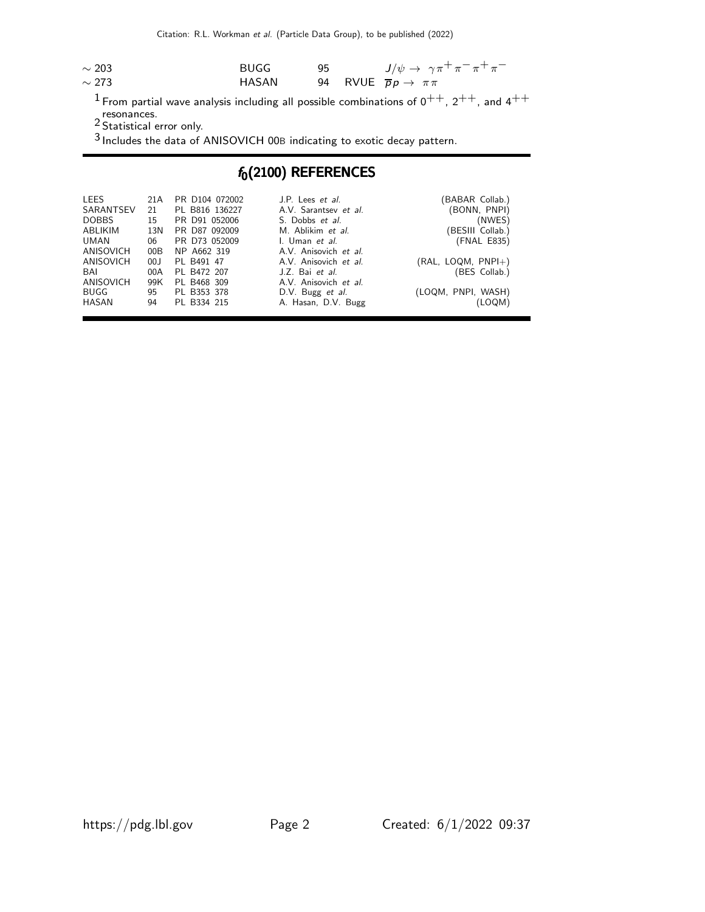| | | | | |
|---|---|---|---|---|
| $\sim 203$ | BUGG | 95 | | $J/\psi \to \gamma \pi^+ \pi^- \pi^+ \pi^-$ |
| $\sim 273$ | HASAN | 94 | RVUE | $\overline{p}p \to \pi\pi$ |

[1] From partial wave analysis including all possible combinations of $0^{++}$, $2^{++}$, and $4^{++}$ resonances.

[2] Statistical error only.

[3] Includes the data of ANISOVICH 00B indicating to exotic decay pattern.

## $f_0(2100)$ REFERENCES

| | | | | |
|---|---|---|---|---|
| LEES | 21A | PR D104 072002 | J.P. Lees *et al.* | (BABAR Collab.) |
| SARANTSEV | 21 | PL B816 136227 | A.V. Sarantsev *et al.* | (BONN, PNPI) |
| DOBBS | 15 | PR D91 052006 | S. Dobbs *et al.* | (NWES) |
| ABLIKIM | 13N | PR D87 092009 | M. Ablikim *et al.* | (BESIII Collab.) |
| UMAN | 06 | PR D73 052009 | I. Uman *et al.* | (FNAL E835) |
| ANISOVICH | 00B | NP A662 319 | A.V. Anisovich *et al.* | |
| ANISOVICH | 00J | PL B491 47 | A.V. Anisovich *et al.* | (RAL, LOQM, PNPI+) |
| BAI | 00A | PL B472 207 | J.Z. Bai *et al.* | (BES Collab.) |
| ANISOVICH | 99K | PL B468 309 | A.V. Anisovich *et al.* | |
| BUGG | 95 | PL B353 378 | D.V. Bugg *et al.* | (LOQM, PNPI, WASH) |
| HASAN | 94 | PL B334 215 | A. Hasan, D.V. Bugg | (LOQM) |